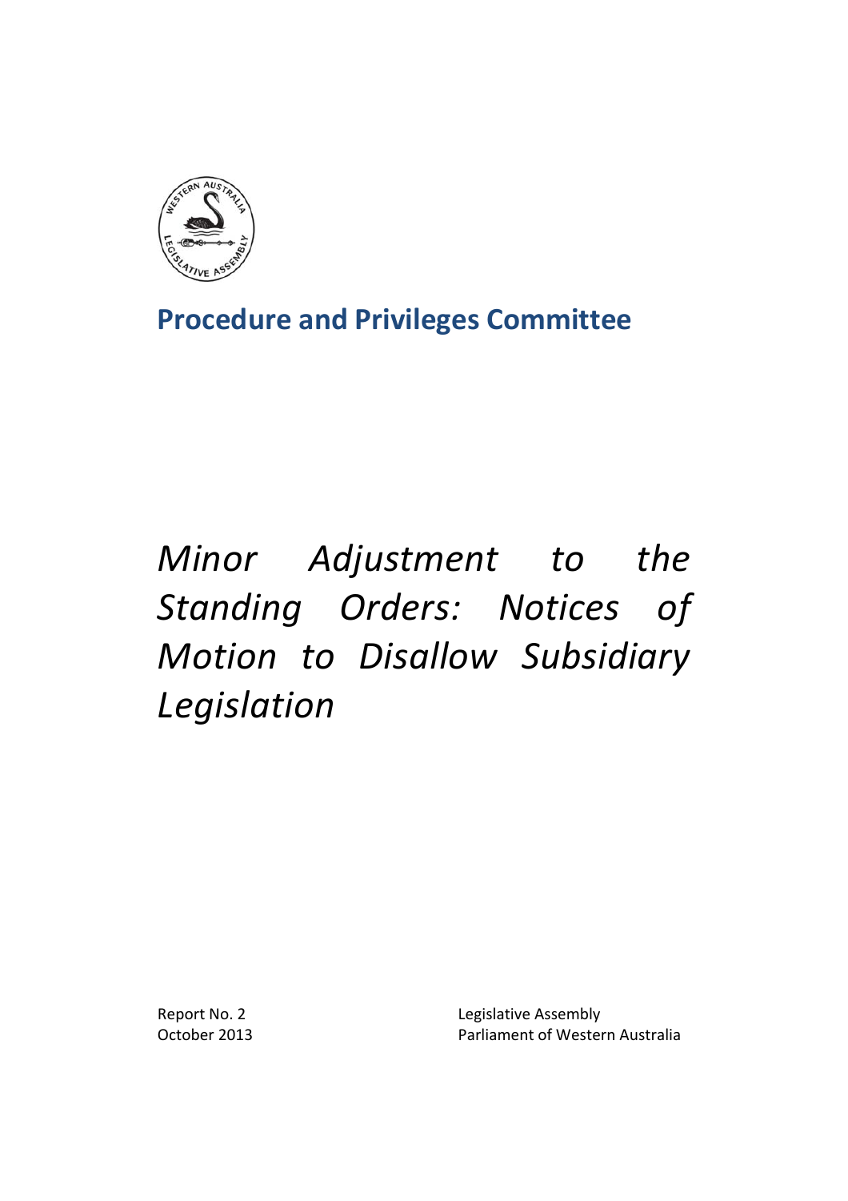## Procedure and Privileges Committee

# *Minor Adjustment to the Standing Orders: Notices of Motion to Disallow Subsidiary Legislation*

Report No. 2
October 2013

Legislative Assembly
Parliament of Western Australia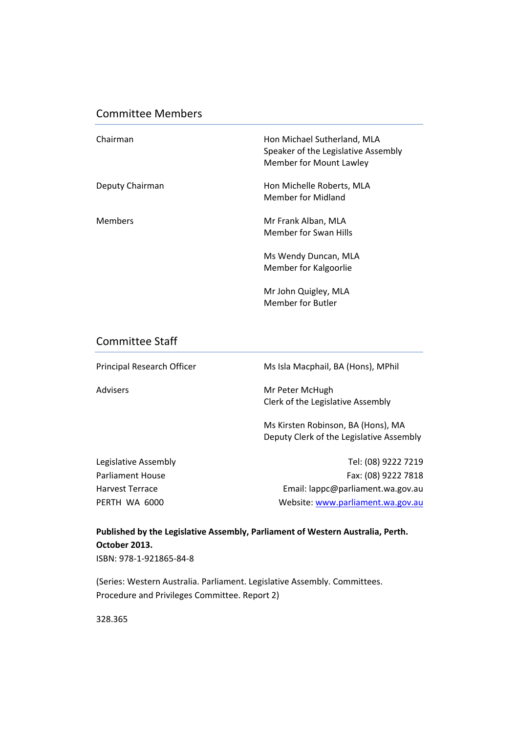## Committee Members

| | |
|---|---|
| Chairman | Hon Michael Sutherland, MLA<br>Speaker of the Legislative Assembly<br>Member for Mount Lawley |
| Deputy Chairman | Hon Michelle Roberts, MLA<br>Member for Midland |
| Members | Mr Frank Alban, MLA<br>Member for Swan Hills |
| | Ms Wendy Duncan, MLA<br>Member for Kalgoorlie |
| | Mr John Quigley, MLA<br>Member for Butler |

## Committee Staff

| | |
|---|---|
| Principal Research Officer | Ms Isla Macphail, BA (Hons), MPhil |
| Advisers | Mr Peter McHugh<br>Clerk of the Legislative Assembly |
| | Ms Kirsten Robinson, BA (Hons), MA<br>Deputy Clerk of the Legislative Assembly |

| | |
|---|---|
| Legislative Assembly | Tel: (08) 9222 7219 |
| Parliament House | Fax: (08) 9222 7818 |
| Harvest Terrace | Email: lappc@parliament.wa.gov.au |
| PERTH WA 6000 | Website: www.parliament.wa.gov.au |

**Published by the Legislative Assembly, Parliament of Western Australia, Perth.**
**October 2013.**
ISBN: 978-1-921865-84-8

(Series: Western Australia. Parliament. Legislative Assembly. Committees.
Procedure and Privileges Committee. Report 2)

328.365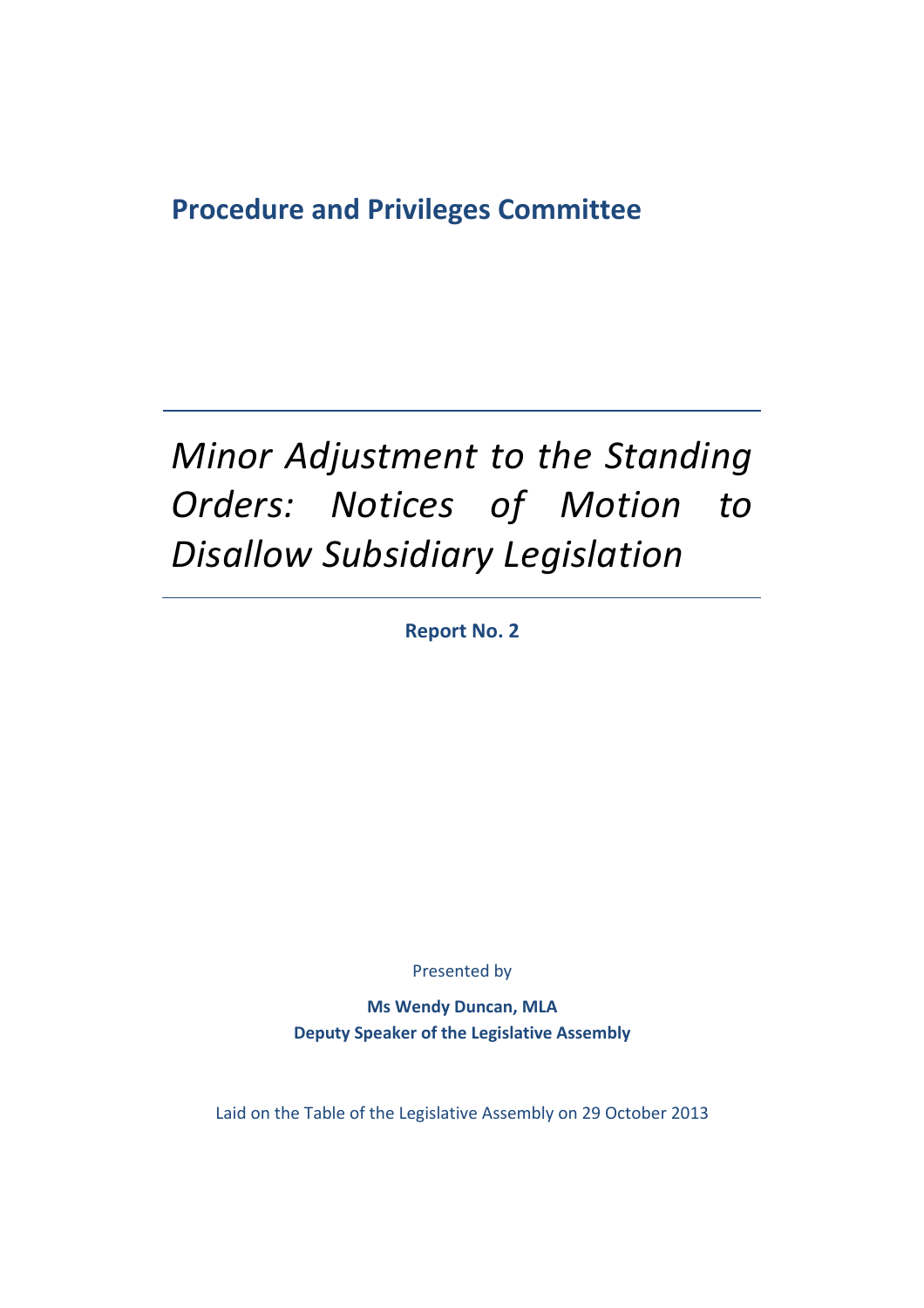## Procedure and Privileges Committee

# *Minor Adjustment to the Standing Orders: Notices of Motion to Disallow Subsidiary Legislation*

**Report No. 2**

Presented by

**Ms Wendy Duncan, MLA**
**Deputy Speaker of the Legislative Assembly**

Laid on the Table of the Legislative Assembly on 29 October 2013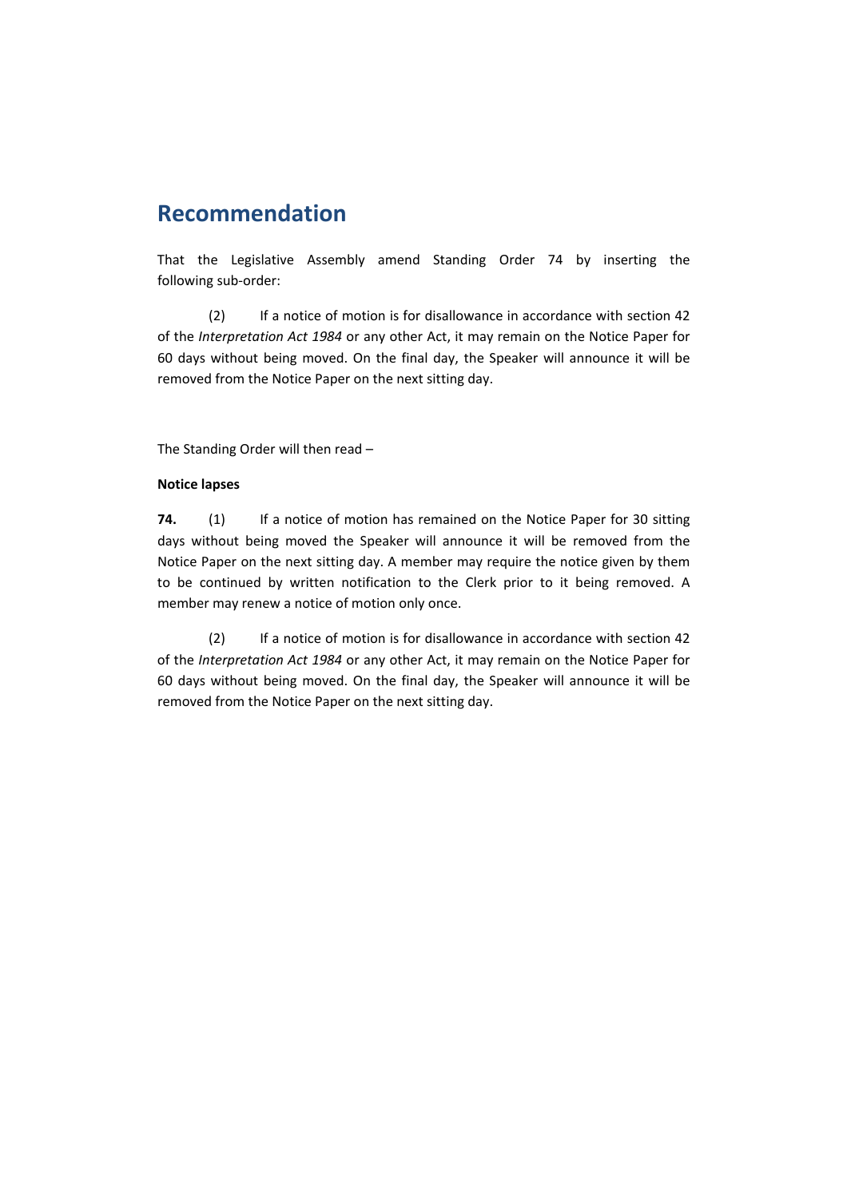## Recommendation

That the Legislative Assembly amend Standing Order 74 by inserting the following sub-order:

(2) If a notice of motion is for disallowance in accordance with section 42 of the *Interpretation Act 1984* or any other Act, it may remain on the Notice Paper for 60 days without being moved. On the final day, the Speaker will announce it will be removed from the Notice Paper on the next sitting day.

The Standing Order will then read –

**Notice lapses**

**74.** (1) If a notice of motion has remained on the Notice Paper for 30 sitting days without being moved the Speaker will announce it will be removed from the Notice Paper on the next sitting day. A member may require the notice given by them to be continued by written notification to the Clerk prior to it being removed. A member may renew a notice of motion only once.

(2) If a notice of motion is for disallowance in accordance with section 42 of the *Interpretation Act 1984* or any other Act, it may remain on the Notice Paper for 60 days without being moved. On the final day, the Speaker will announce it will be removed from the Notice Paper on the next sitting day.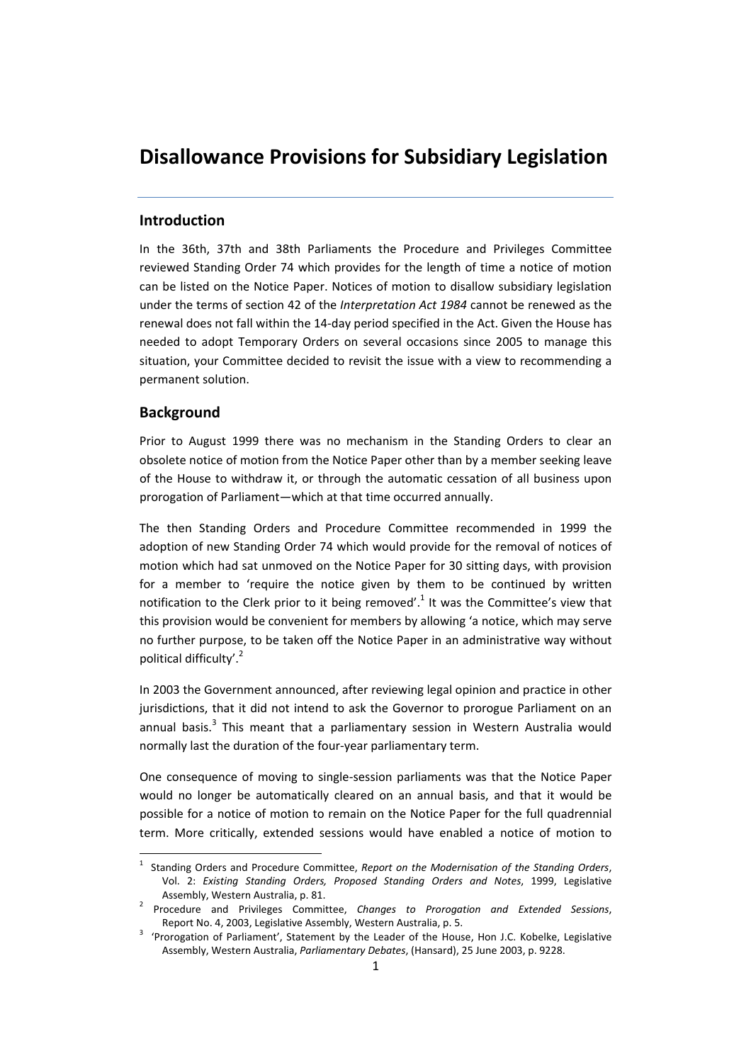# Disallowance Provisions for Subsidiary Legislation

## Introduction

In the 36th, 37th and 38th Parliaments the Procedure and Privileges Committee reviewed Standing Order 74 which provides for the length of time a notice of motion can be listed on the Notice Paper. Notices of motion to disallow subsidiary legislation under the terms of section 42 of the *Interpretation Act 1984* cannot be renewed as the renewal does not fall within the 14-day period specified in the Act. Given the House has needed to adopt Temporary Orders on several occasions since 2005 to manage this situation, your Committee decided to revisit the issue with a view to recommending a permanent solution.

## Background

Prior to August 1999 there was no mechanism in the Standing Orders to clear an obsolete notice of motion from the Notice Paper other than by a member seeking leave of the House to withdraw it, or through the automatic cessation of all business upon prorogation of Parliament—which at that time occurred annually.

The then Standing Orders and Procedure Committee recommended in 1999 the adoption of new Standing Order 74 which would provide for the removal of notices of motion which had sat unmoved on the Notice Paper for 30 sitting days, with provision for a member to 'require the notice given by them to be continued by written notification to the Clerk prior to it being removed'.[1] It was the Committee's view that this provision would be convenient for members by allowing 'a notice, which may serve no further purpose, to be taken off the Notice Paper in an administrative way without political difficulty'.[2]

In 2003 the Government announced, after reviewing legal opinion and practice in other jurisdictions, that it did not intend to ask the Governor to prorogue Parliament on an annual basis.[3] This meant that a parliamentary session in Western Australia would normally last the duration of the four-year parliamentary term.

One consequence of moving to single-session parliaments was that the Notice Paper would no longer be automatically cleared on an annual basis, and that it would be possible for a notice of motion to remain on the Notice Paper for the full quadrennial term. More critically, extended sessions would have enabled a notice of motion to

---

[1] Standing Orders and Procedure Committee, *Report on the Modernisation of the Standing Orders*, Vol. 2: *Existing Standing Orders, Proposed Standing Orders and Notes*, 1999, Legislative Assembly, Western Australia, p. 81.

[2] Procedure and Privileges Committee, *Changes to Prorogation and Extended Sessions*, Report No. 4, 2003, Legislative Assembly, Western Australia, p. 5.

[3] 'Prorogation of Parliament', Statement by the Leader of the House, Hon J.C. Kobelke, Legislative Assembly, Western Australia, *Parliamentary Debates*, (Hansard), 25 June 2003, p. 9228.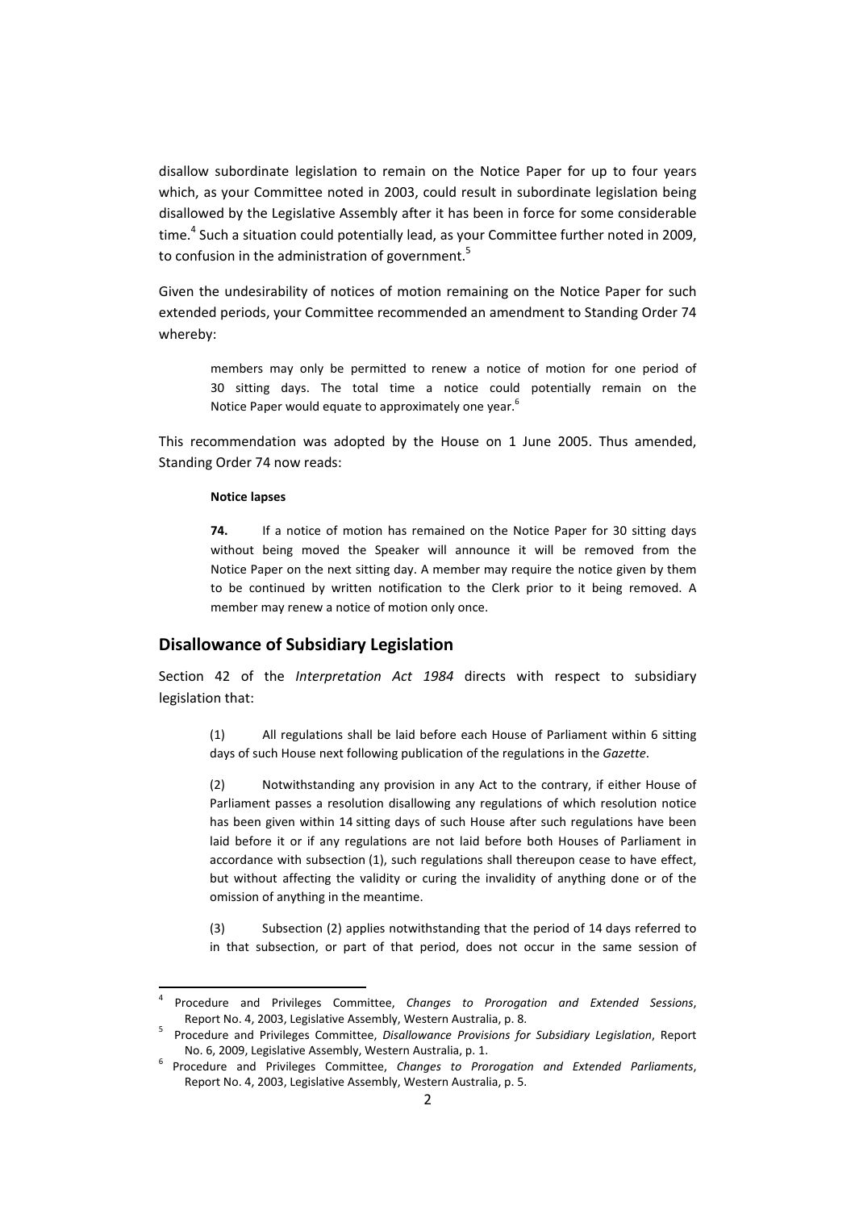disallow subordinate legislation to remain on the Notice Paper for up to four years which, as your Committee noted in 2003, could result in subordinate legislation being disallowed by the Legislative Assembly after it has been in force for some considerable time.[4] Such a situation could potentially lead, as your Committee further noted in 2009, to confusion in the administration of government.[5]

Given the undesirability of notices of motion remaining on the Notice Paper for such extended periods, your Committee recommended an amendment to Standing Order 74 whereby:

> members may only be permitted to renew a notice of motion for one period of 30 sitting days. The total time a notice could potentially remain on the Notice Paper would equate to approximately one year.[6]

This recommendation was adopted by the House on 1 June 2005. Thus amended, Standing Order 74 now reads:

> **Notice lapses**
>
> **74.** If a notice of motion has remained on the Notice Paper for 30 sitting days without being moved the Speaker will announce it will be removed from the Notice Paper on the next sitting day. A member may require the notice given by them to be continued by written notification to the Clerk prior to it being removed. A member may renew a notice of motion only once.

## Disallowance of Subsidiary Legislation

Section 42 of the *Interpretation Act 1984* directs with respect to subsidiary legislation that:

> (1) All regulations shall be laid before each House of Parliament within 6 sitting days of such House next following publication of the regulations in the *Gazette*.
>
> (2) Notwithstanding any provision in any Act to the contrary, if either House of Parliament passes a resolution disallowing any regulations of which resolution notice has been given within 14 sitting days of such House after such regulations have been laid before it or if any regulations are not laid before both Houses of Parliament in accordance with subsection (1), such regulations shall thereupon cease to have effect, but without affecting the validity or curing the invalidity of anything done or of the omission of anything in the meantime.
>
> (3) Subsection (2) applies notwithstanding that the period of 14 days referred to in that subsection, or part of that period, does not occur in the same session of

---

[4] Procedure and Privileges Committee, *Changes to Prorogation and Extended Sessions*, Report No. 4, 2003, Legislative Assembly, Western Australia, p. 8.

[5] Procedure and Privileges Committee, *Disallowance Provisions for Subsidiary Legislation*, Report No. 6, 2009, Legislative Assembly, Western Australia, p. 1.

[6] Procedure and Privileges Committee, *Changes to Prorogation and Extended Parliaments*, Report No. 4, 2003, Legislative Assembly, Western Australia, p. 5.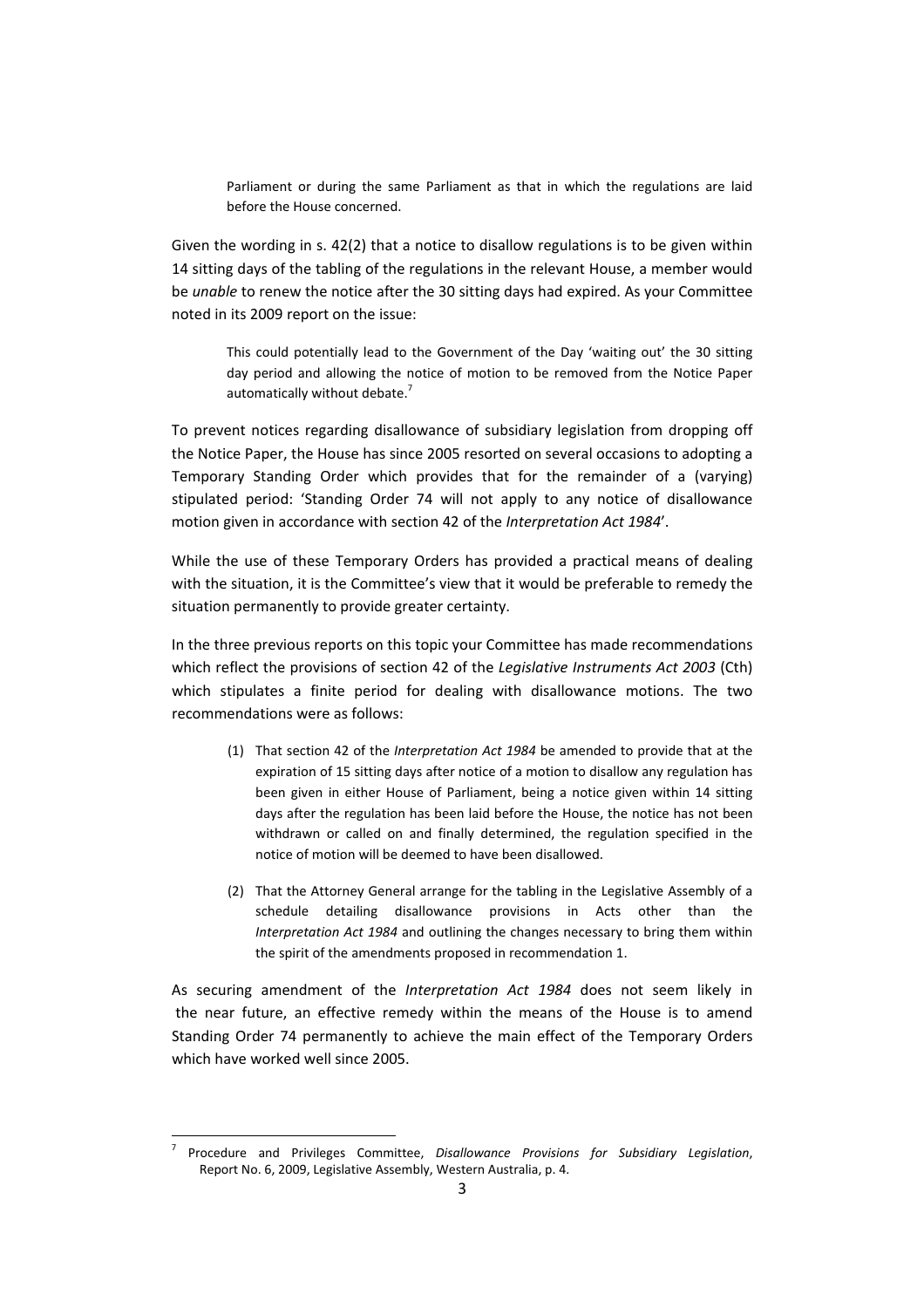> Parliament or during the same Parliament as that in which the regulations are laid before the House concerned.

Given the wording in s. 42(2) that a notice to disallow regulations is to be given within 14 sitting days of the tabling of the regulations in the relevant House, a member would be *unable* to renew the notice after the 30 sitting days had expired. As your Committee noted in its 2009 report on the issue:

> This could potentially lead to the Government of the Day 'waiting out' the 30 sitting day period and allowing the notice of motion to be removed from the Notice Paper automatically without debate.[7]

To prevent notices regarding disallowance of subsidiary legislation from dropping off the Notice Paper, the House has since 2005 resorted on several occasions to adopting a Temporary Standing Order which provides that for the remainder of a (varying) stipulated period: 'Standing Order 74 will not apply to any notice of disallowance motion given in accordance with section 42 of the *Interpretation Act 1984*'.

While the use of these Temporary Orders has provided a practical means of dealing with the situation, it is the Committee's view that it would be preferable to remedy the situation permanently to provide greater certainty.

In the three previous reports on this topic your Committee has made recommendations which reflect the provisions of section 42 of the *Legislative Instruments Act 2003* (Cth) which stipulates a finite period for dealing with disallowance motions. The two recommendations were as follows:

> (1) That section 42 of the *Interpretation Act 1984* be amended to provide that at the expiration of 15 sitting days after notice of a motion to disallow any regulation has been given in either House of Parliament, being a notice given within 14 sitting days after the regulation has been laid before the House, the notice has not been withdrawn or called on and finally determined, the regulation specified in the notice of motion will be deemed to have been disallowed.
>
> (2) That the Attorney General arrange for the tabling in the Legislative Assembly of a schedule detailing disallowance provisions in Acts other than the *Interpretation Act 1984* and outlining the changes necessary to bring them within the spirit of the amendments proposed in recommendation 1.

As securing amendment of the *Interpretation Act 1984* does not seem likely in the near future, an effective remedy within the means of the House is to amend Standing Order 74 permanently to achieve the main effect of the Temporary Orders which have worked well since 2005.

---

[7] Procedure and Privileges Committee, *Disallowance Provisions for Subsidiary Legislation*, Report No. 6, 2009, Legislative Assembly, Western Australia, p. 4.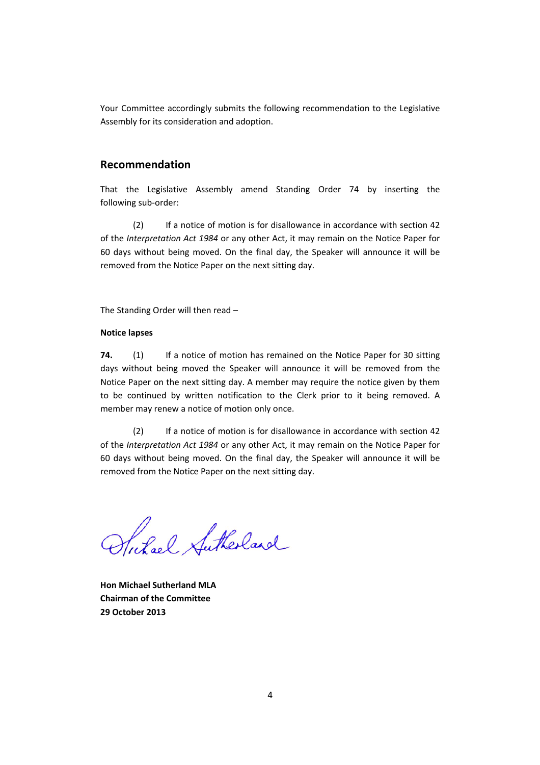Your Committee accordingly submits the following recommendation to the Legislative Assembly for its consideration and adoption.

## Recommendation

That the Legislative Assembly amend Standing Order 74 by inserting the following sub-order:

(2) If a notice of motion is for disallowance in accordance with section 42 of the *Interpretation Act 1984* or any other Act, it may remain on the Notice Paper for 60 days without being moved. On the final day, the Speaker will announce it will be removed from the Notice Paper on the next sitting day.

The Standing Order will then read –

**Notice lapses**

**74.** (1) If a notice of motion has remained on the Notice Paper for 30 sitting days without being moved the Speaker will announce it will be removed from the Notice Paper on the next sitting day. A member may require the notice given by them to be continued by written notification to the Clerk prior to it being removed. A member may renew a notice of motion only once.

(2) If a notice of motion is for disallowance in accordance with section 42 of the *Interpretation Act 1984* or any other Act, it may remain on the Notice Paper for 60 days without being moved. On the final day, the Speaker will announce it will be removed from the Notice Paper on the next sitting day.

Michael Sutherland

**Hon Michael Sutherland MLA**
**Chairman of the Committee**
**29 October 2013**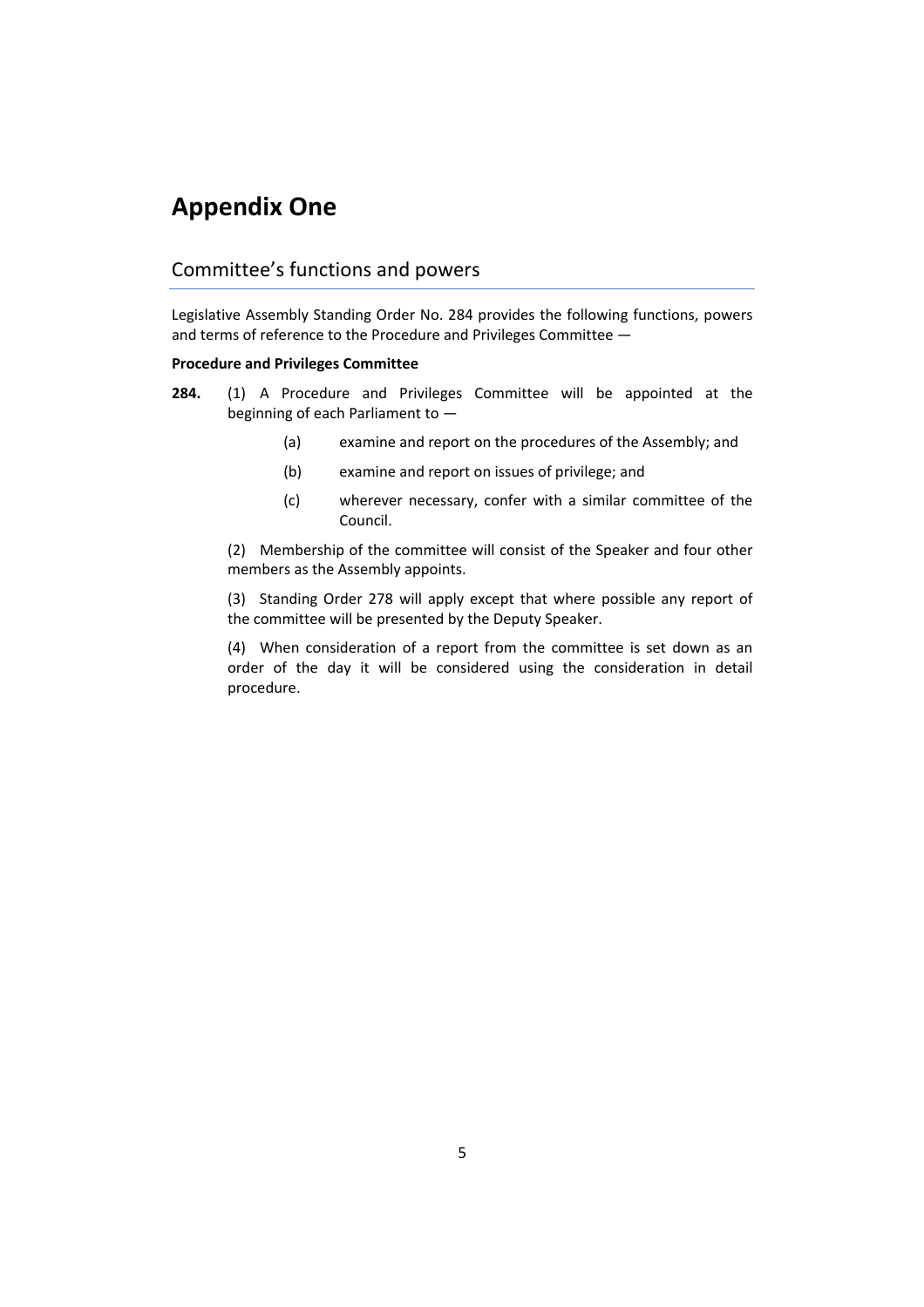# Appendix One

## Committee's functions and powers

Legislative Assembly Standing Order No. 284 provides the following functions, powers and terms of reference to the Procedure and Privileges Committee —

**Procedure and Privileges Committee**

**284.** (1) A Procedure and Privileges Committee will be appointed at the beginning of each Parliament to —

- (a) examine and report on the procedures of the Assembly; and
- (b) examine and report on issues of privilege; and
- (c) wherever necessary, confer with a similar committee of the Council.

(2) Membership of the committee will consist of the Speaker and four other members as the Assembly appoints.

(3) Standing Order 278 will apply except that where possible any report of the committee will be presented by the Deputy Speaker.

(4) When consideration of a report from the committee is set down as an order of the day it will be considered using the consideration in detail procedure.